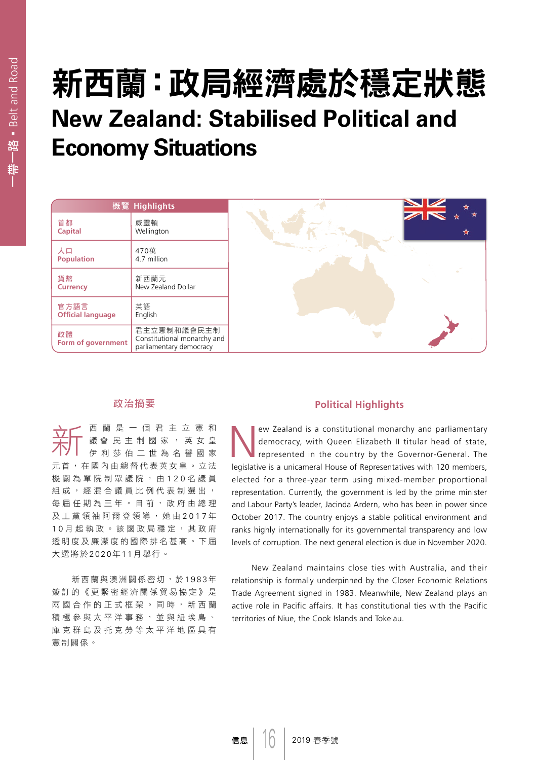# 新西蘭：政局經濟處於穩定狀態

# New Zealand: Stabilised Political and Economy Situations

| 概覽 Highlights | |
|---|---|
| 首都 Capital | 威靈頓 Wellington |
| 人口 Population | 470萬 4.7 million |
| 貨幣 Currency | 新西蘭元 New Zealand Dollar |
| 官方語言 Official language | 英語 English |
| 政體 Form of government | 君主立憲制和議會民主制 Constitutional monarchy and parliamentary democracy |

## 政治摘要

新西蘭是一個君主立憲和議會民主制國家，英女皇伊利莎伯二世為名譽國家元首，在國內由總督代表英女皇。立法機關為單院制眾議院，由120名議員組成，經混合議員比例代表制選出，每屆任期為三年。目前，政府由總理及工黨領袖阿爾登領導，她由2017年10月起執政。該國政局穩定，其政府透明度及廉潔度的國際排名甚高。下屆大選將於2020年11月舉行。

新西蘭與澳洲關係密切，於1983年簽訂的《更緊密經濟關係貿易協定》是兩國合作的正式框架。同時，新西蘭積極參與太平洋事務，並與紐埃島、庫克群島及托克勞等太平洋地區具有憲制關係。

## Political Highlights

New Zealand is a constitutional monarchy and parliamentary democracy, with Queen Elizabeth II titular head of state, represented in the country by the Governor-General. The legislative is a unicameral House of Representatives with 120 members, elected for a three-year term using mixed-member proportional representation. Currently, the government is led by the prime minister and Labour Party's leader, Jacinda Ardern, who has been in power since October 2017. The country enjoys a stable political environment and ranks highly internationally for its governmental transparency and low levels of corruption. The next general election is due in November 2020.

New Zealand maintains close ties with Australia, and their relationship is formally underpinned by the Closer Economic Relations Trade Agreement signed in 1983. Meanwhile, New Zealand plays an active role in Pacific affairs. It has constitutional ties with the Pacific territories of Niue, the Cook Islands and Tokelau.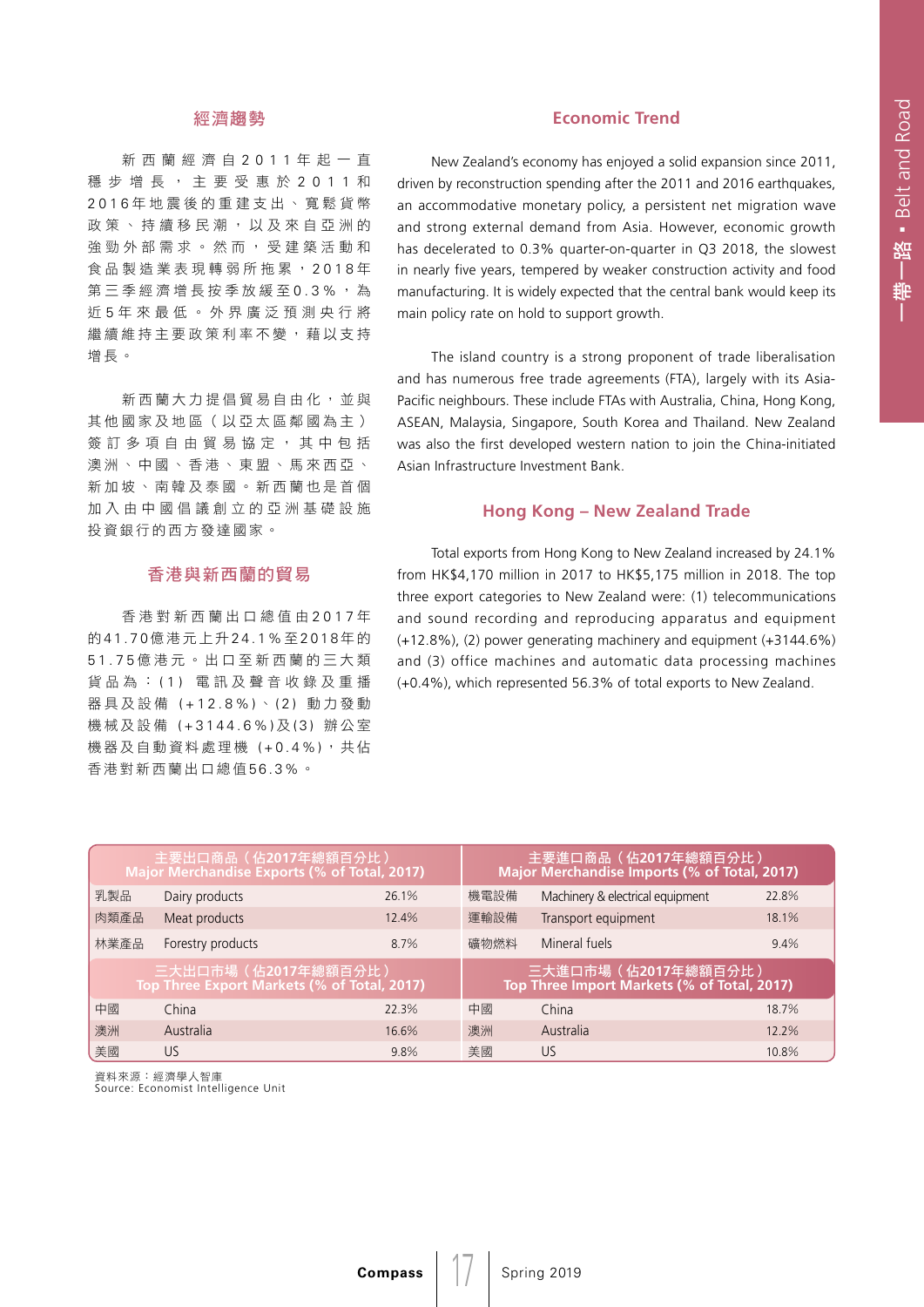## 經濟趨勢

新西蘭經濟自2011年起一直穩步增長，主要受惠於2011和2016年地震後的重建支出、寬鬆貨幣政策、持續移民潮，以及來自亞洲的強勁外部需求。然而，受建築活動和食品製造業表現轉弱所拖累，2018年第三季經濟增長按季放緩至0.3%，為近5年來最低。外界廣泛預測央行將繼續維持主要政策利率不變，藉以支持增長。

新西蘭大力提倡貿易自由化，並與其他國家及地區（以亞太區鄰國為主）簽訂多項自由貿易協定，其中包括澳洲、中國、香港、東盟、馬來西亞、新加坡、南韓及泰國。新西蘭也是首個加入由中國倡議創立的亞洲基礎設施投資銀行的西方發達國家。

## 香港與新西蘭的貿易

香港對新西蘭出口總值由2017年的41.70億港元上升24.1%至2018年的51.75億港元。出口至新西蘭的三大類貨品為：(1) 電訊及聲音收錄及重播器具及設備 (+12.8%)、(2) 動力發動機械及設備 (+3144.6%)及(3) 辦公室機器及自動資料處理機 (+0.4%)，共佔香港對新西蘭出口總值56.3%。

## Economic Trend

New Zealand's economy has enjoyed a solid expansion since 2011, driven by reconstruction spending after the 2011 and 2016 earthquakes, an accommodative monetary policy, a persistent net migration wave and strong external demand from Asia. However, economic growth has decelerated to 0.3% quarter-on-quarter in Q3 2018, the slowest in nearly five years, tempered by weaker construction activity and food manufacturing. It is widely expected that the central bank would keep its main policy rate on hold to support growth.

The island country is a strong proponent of trade liberalisation and has numerous free trade agreements (FTA), largely with its Asia-Pacific neighbours. These include FTAs with Australia, China, Hong Kong, ASEAN, Malaysia, Singapore, South Korea and Thailand. New Zealand was also the first developed western nation to join the China-initiated Asian Infrastructure Investment Bank.

## Hong Kong – New Zealand Trade

Total exports from Hong Kong to New Zealand increased by 24.1% from HK$4,170 million in 2017 to HK$5,175 million in 2018. The top three export categories to New Zealand were: (1) telecommunications and sound recording and reproducing apparatus and equipment (+12.8%), (2) power generating machinery and equipment (+3144.6%) and (3) office machines and automatic data processing machines (+0.4%), which represented 56.3% of total exports to New Zealand.

| 主要出口商品（佔2017年總額百分比）Major Merchandise Exports (% of Total, 2017) | | | 主要進口商品（佔2017年總額百分比）Major Merchandise Imports (% of Total, 2017) | | |
|---|---|---|---|---|---|
| 乳製品 | Dairy products | 26.1% | 機電設備 | Machinery & electrical equipment | 22.8% |
| 肉類產品 | Meat products | 12.4% | 運輸設備 | Transport equipment | 18.1% |
| 林業產品 | Forestry products | 8.7% | 礦物燃料 | Mineral fuels | 9.4% |
| **三大出口市場（佔2017年總額百分比）Top Three Export Markets (% of Total, 2017)** | | | **三大進口市場（佔2017年總額百分比）Top Three Import Markets (% of Total, 2017)** | | |
| 中國 | China | 22.3% | 中國 | China | 18.7% |
| 澳洲 | Australia | 16.6% | 澳洲 | Australia | 12.2% |
| 美國 | US | 9.8% | 美國 | US | 10.8% |

資料來源：經濟學人智庫
Source: Economist Intelligence Unit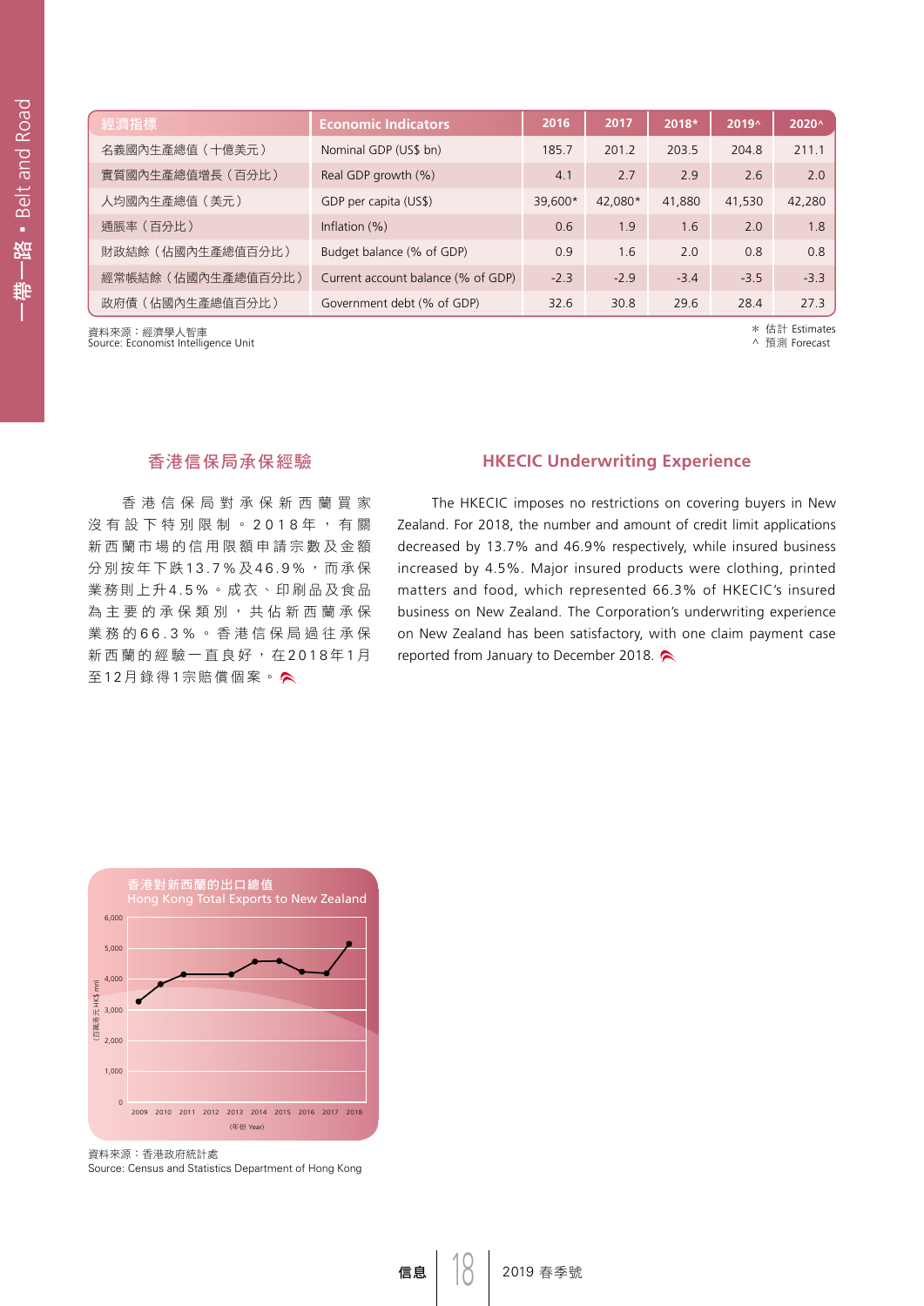| 經濟指標 | Economic Indicators | 2016 | 2017 | 2018* | 2019^ | 2020^ |
|---|---|---|---|---|---|---|
| 名義國內生產總值（十億美元） | Nominal GDP (US$ bn) | 185.7 | 201.2 | 203.5 | 204.8 | 211.1 |
| 實質國內生產總值增長（百分比） | Real GDP growth (%) | 4.1 | 2.7 | 2.9 | 2.6 | 2.0 |
| 人均國內生產總值（美元） | GDP per capita (US$) | 39,600* | 42,080* | 41,880 | 41,530 | 42,280 |
| 通脹率（百分比） | Inflation (%) | 0.6 | 1.9 | 1.6 | 2.0 | 1.8 |
| 財政結餘（佔國內生產總值百分比） | Budget balance (% of GDP) | 0.9 | 1.6 | 2.0 | 0.8 | 0.8 |
| 經常帳結餘（佔國內生產總值百分比） | Current account balance (% of GDP) | -2.3 | -2.9 | -3.4 | -3.5 | -3.3 |
| 政府債（佔國內生產總值百分比） | Government debt (% of GDP) | 32.6 | 30.8 | 29.6 | 28.4 | 27.3 |

資料來源：經濟學人智庫
Source: Economist Intelligence Unit

\* 估計 Estimates
^ 預測 Forecast

## 香港信保局承保經驗

香港信保局對承保新西蘭買家沒有設下特別限制。2018年，有關新西蘭市場的信用限額申請宗數及金額分別按年下跌13.7%及46.9%，而承保業務則上升4.5%。成衣、印刷品及食品為主要的承保類別，共佔新西蘭承保業務的66.3%。香港信保局過往承保新西蘭的經驗一直良好，在2018年1月至12月錄得1宗賠償個案。

## HKECIC Underwriting Experience

The HKECIC imposes no restrictions on covering buyers in New Zealand. For 2018, the number and amount of credit limit applications decreased by 13.7% and 46.9% respectively, while insured business increased by 4.5%. Major insured products were clothing, printed matters and food, which represented 66.3% of HKECIC's insured business on New Zealand. The Corporation's underwriting experience on New Zealand has been satisfactory, with one claim payment case reported from January to December 2018.

香港對新西蘭的出口總值
Hong Kong Total Exports to New Zealand

(百萬港元 HK$ mn)
6,000
5,000
4,000
3,000
2,000
1,000
0
2009 2010 2011 2012 2013 2014 2015 2016 2017 2018
(年份 Year)

資料來源：香港政府統計處
Source: Census and Statistics Department of Hong Kong